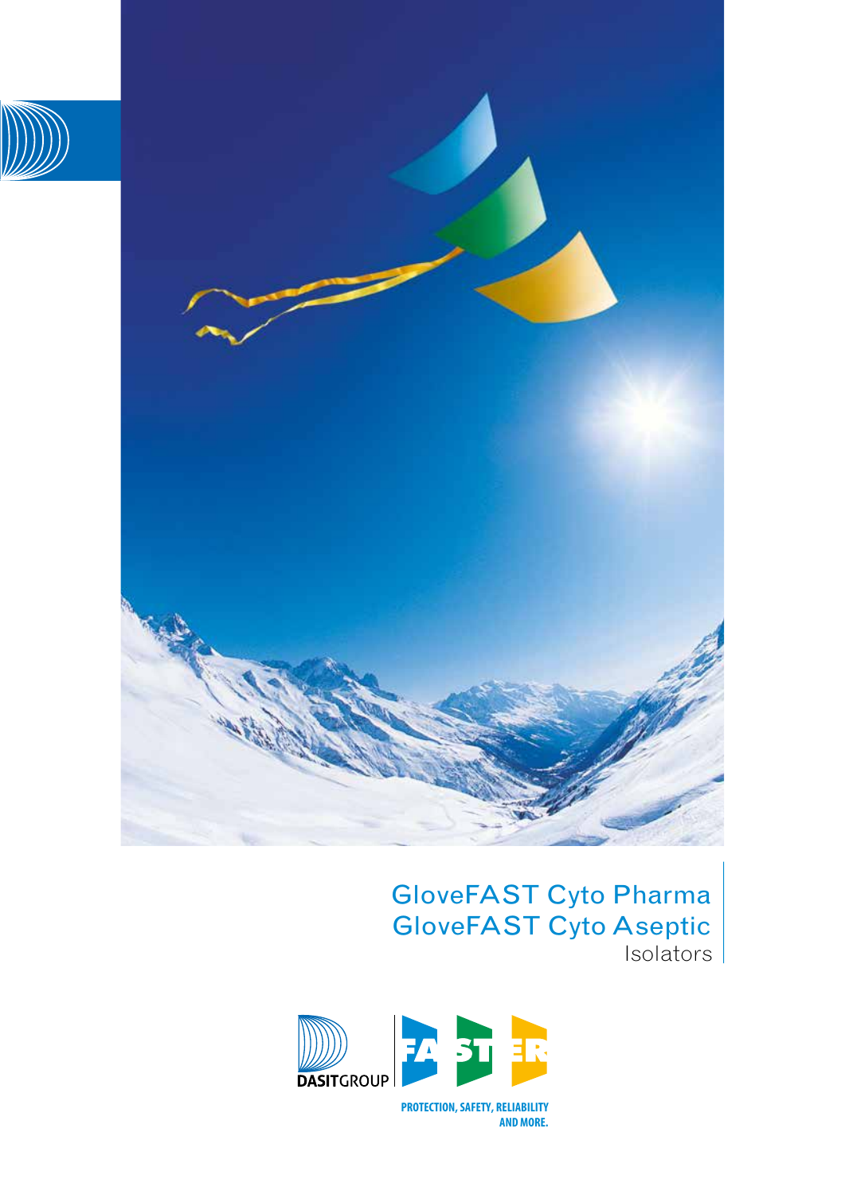# GloveFAST Cyto Pharma
# GloveFAST Cyto Aseptic
Isolators

DASITGROUP

FASTER

PROTECTION, SAFETY, RELIABILITY AND MORE.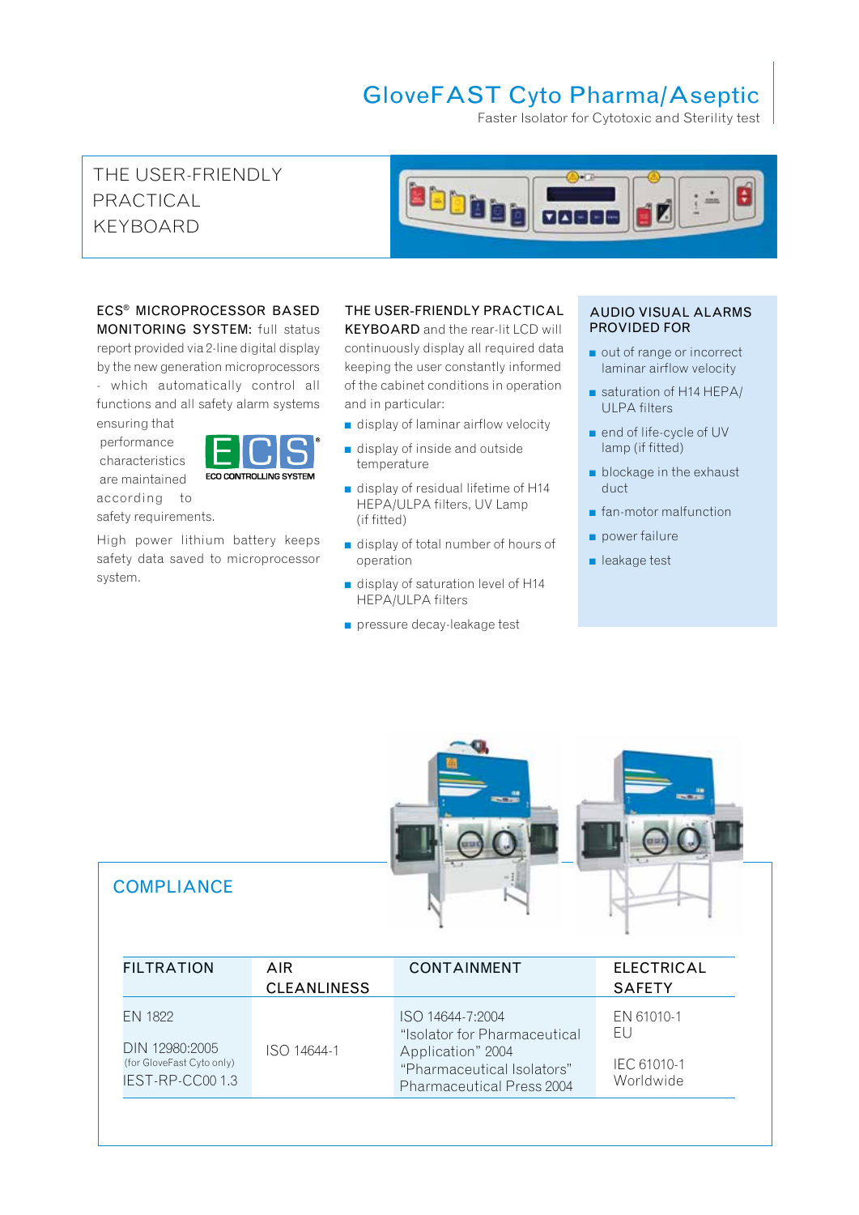# GloveFAST Cyto Pharma/Aseptic

Faster Isolator for Cytotoxic and Sterility test

## THE USER-FRIENDLY PRACTICAL KEYBOARD

**ECS® MICROPROCESSOR BASED MONITORING SYSTEM:** full status report provided via 2-line digital display by the new generation microprocessors - which automatically control all functions and all safety alarm systems ensuring that performance characteristics are maintained according to safety requirements.

ECS ECO CONTROLLING SYSTEM

High power lithium battery keeps safety data saved to microprocessor system.

**THE USER-FRIENDLY PRACTICAL KEYBOARD** and the rear-lit LCD will continuously display all required data keeping the user constantly informed of the cabinet conditions in operation and in particular:

- display of laminar airflow velocity
- display of inside and outside temperature
- display of residual lifetime of H14 HEPA/ULPA filters, UV Lamp (if fitted)
- display of total number of hours of operation
- display of saturation level of H14 HEPA/ULPA filters
- pressure decay-leakage test

**AUDIO VISUAL ALARMS PROVIDED FOR**

- out of range or incorrect laminar airflow velocity
- saturation of H14 HEPA/ ULPA filters
- end of life-cycle of UV lamp (if fitted)
- blockage in the exhaust duct
- fan-motor malfunction
- power failure
- leakage test

## COMPLIANCE

| FILTRATION | AIR CLEANLINESS | CONTAINMENT | ELECTRICAL SAFETY |
|---|---|---|---|
| EN 1822<br>DIN 12980:2005 (for GloveFast Cyto only)<br>IEST-RP-CC00 1.3 | ISO 14644-1 | ISO 14644-7:2004<br>"Isolator for Pharmaceutical Application" 2004<br>"Pharmaceutical Isolators" Pharmaceutical Press 2004 | EN 61010-1 EU<br>IEC 61010-1 Worldwide |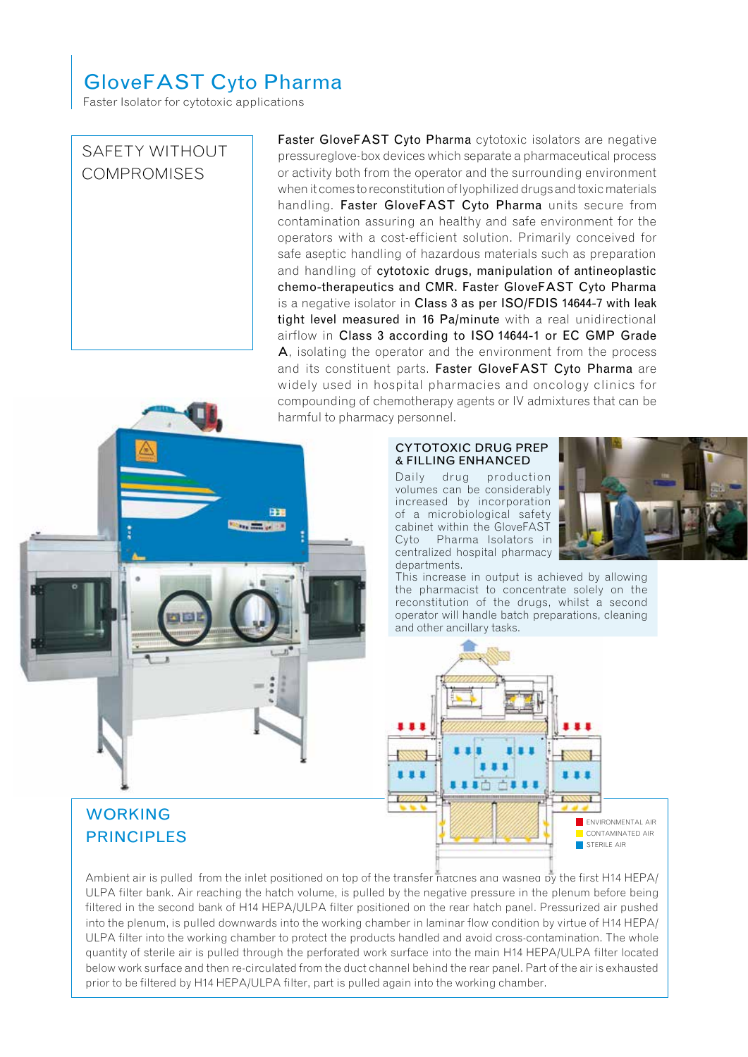# GloveFAST Cyto Pharma

Faster Isolator for cytotoxic applications

## SAFETY WITHOUT COMPROMISES

**Faster GloveFAST Cyto Pharma** cytotoxic isolators are negative pressureglove-box devices which separate a pharmaceutical process or activity both from the operator and the surrounding environment when it comes to reconstitution of lyophilized drugs and toxic materials handling. **Faster GloveFAST Cyto Pharma** units secure from contamination assuring an healthy and safe environment for the operators with a cost-efficient solution. Primarily conceived for safe aseptic handling of hazardous materials such as preparation and handling of **cytotoxic drugs, manipulation of antineoplastic chemo-therapeutics and CMR. Faster GloveFAST Cyto Pharma** is a negative isolator in **Class 3 as per ISO/FDIS 14644-7 with leak tight level measured in 16 Pa/minute** with a real unidirectional airflow in **Class 3 according to ISO 14644-1 or EC GMP Grade A**, isolating the operator and the environment from the process and its constituent parts. **Faster GloveFAST Cyto Pharma** are widely used in hospital pharmacies and oncology clinics for compounding of chemotherapy agents or IV admixtures that can be harmful to pharmacy personnel.

### CYTOTOXIC DRUG PREP & FILLING ENHANCED

Daily drug production volumes can be considerably increased by incorporation of a microbiological safety cabinet within the GloveFAST Cyto Pharma Isolators in centralized hospital pharmacy departments.

This increase in output is achieved by allowing the pharmacist to concentrate solely on the reconstitution of the drugs, whilst a second operator will handle batch preparations, cleaning and other ancillary tasks.

ENVIRONMENTAL AIR
CONTAMINATED AIR
STERILE AIR

## WORKING PRINCIPLES

Ambient air is pulled from the inlet positioned on top of the transfer hatches and washed by the first H14 HEPA/ULPA filter bank. Air reaching the hatch volume, is pulled by the negative pressure in the plenum before being filtered in the second bank of H14 HEPA/ULPA filter positioned on the rear hatch panel. Pressurized air pushed into the plenum, is pulled downwards into the working chamber in laminar flow condition by virtue of H14 HEPA/ULPA filter into the working chamber to protect the products handled and avoid cross-contamination. The whole quantity of sterile air is pulled through the perforated work surface into the main H14 HEPA/ULPA filter located below work surface and then re-circulated from the duct channel behind the rear panel. Part of the air is exhausted prior to be filtered by H14 HEPA/ULPA filter, part is pulled again into the working chamber.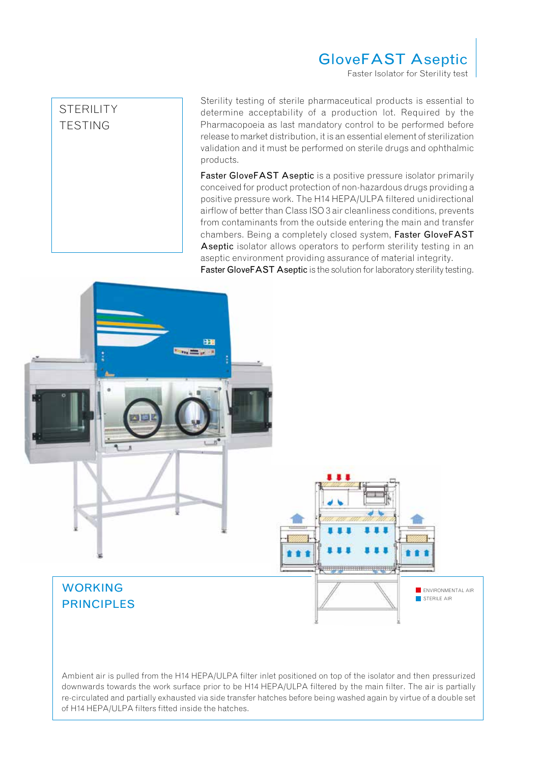# GloveFAST Aseptic

Faster Isolator for Sterility test

## STERILITY TESTING

Sterility testing of sterile pharmaceutical products is essential to determine acceptability of a production lot. Required by the Pharmacopoeia as last mandatory control to be performed before release to market distribution, it is an essential element of sterilization validation and it must be performed on sterile drugs and ophthalmic products.

**Faster GloveFAST Aseptic** is a positive pressure isolator primarily conceived for product protection of non-hazardous drugs providing a positive pressure work. The H14 HEPA/ULPA filtered unidirectional airflow of better than Class ISO 3 air cleanliness conditions, prevents from contaminants from the outside entering the main and transfer chambers. Being a completely closed system, **Faster GloveFAST Aseptic** isolator allows operators to perform sterility testing in an aseptic environment providing assurance of material integrity.

**Faster GloveFAST Aseptic** is the solution for laboratory sterility testing.

## WORKING PRINCIPLES

ENVIRONMENTAL AIR

STERILE AIR

Ambient air is pulled from the H14 HEPA/ULPA filter inlet positioned on top of the isolator and then pressurized downwards towards the work surface prior to be H14 HEPA/ULPA filtered by the main filter. The air is partially re-circulated and partially exhausted via side transfer hatches before being washed again by virtue of a double set of H14 HEPA/ULPA filters fitted inside the hatches.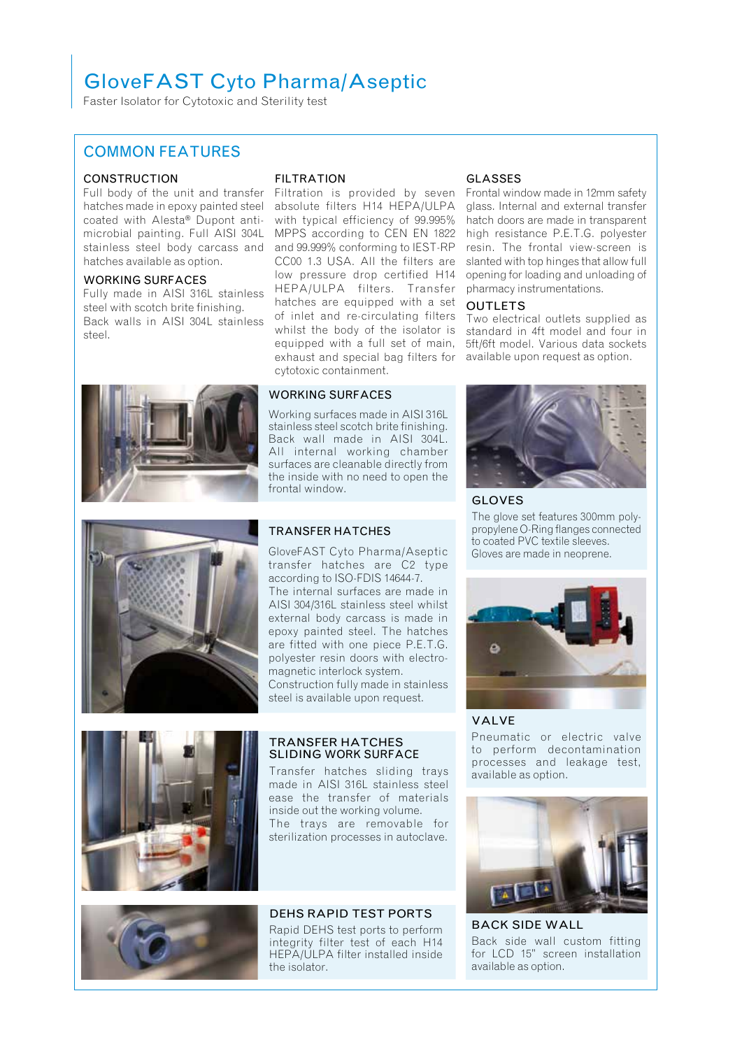# GloveFAST Cyto Pharma/Aseptic

Faster Isolator for Cytotoxic and Sterility test

## COMMON FEATURES

### CONSTRUCTION

Full body of the unit and transfer hatches made in epoxy painted steel coated with Alesta® Dupont anti-microbial painting. Full AISI 304L stainless steel body carcass and hatches available as option.

### WORKING SURFACES

Fully made in AISI 316L stainless steel with scotch brite finishing. Back walls in AISI 304L stainless steel.

### FILTRATION

Filtration is provided by seven absolute filters H14 HEPA/ULPA with typical efficiency of 99.995% MPPS according to CEN EN 1822 and 99.999% conforming to IEST-RP CC00 1.3 USA. All the filters are low pressure drop certified H14 HEPA/ULPA filters. Transfer hatches are equipped with a set of inlet and re-circulating filters whilst the body of the isolator is equipped with a full set of main, exhaust and special bag filters for cytotoxic containment.

### GLASSES

Frontal window made in 12mm safety glass. Internal and external transfer hatch doors are made in transparent high resistance P.E.T.G. polyester resin. The frontal view-screen is slanted with top hinges that allow full opening for loading and unloading of pharmacy instrumentations.

### OUTLETS

Two electrical outlets supplied as standard in 4ft model and four in 5ft/6ft model. Various data sockets available upon request as option.

### WORKING SURFACES

Working surfaces made in AISI 316L stainless steel scotch brite finishing. Back wall made in AISI 304L. All internal working chamber surfaces are cleanable directly from the inside with no need to open the frontal window.

### GLOVES

The glove set features 300mm polypropylene O-Ring flanges connected to coated PVC textile sleeves. Gloves are made in neoprene.

### TRANSFER HATCHES

GloveFAST Cyto Pharma/Aseptic transfer hatches are C2 type according to ISO-FDIS 14644-7. The internal surfaces are made in AISI 304/316L stainless steel whilst external body carcass is made in epoxy painted steel. The hatches are fitted with one piece P.E.T.G. polyester resin doors with electro-magnetic interlock system. Construction fully made in stainless steel is available upon request.

### VALVE

Pneumatic or electric valve to perform decontamination processes and leakage test, available as option.

### TRANSFER HATCHES SLIDING WORK SURFACE

Transfer hatches sliding trays made in AISI 316L stainless steel ease the transfer of materials inside out the working volume. The trays are removable for sterilization processes in autoclave.

### DEHS RAPID TEST PORTS

Rapid DEHS test ports to perform integrity filter test of each H14 HEPA/ULPA filter installed inside the isolator.

### BACK SIDE WALL

Back side wall custom fitting for LCD 15" screen installation available as option.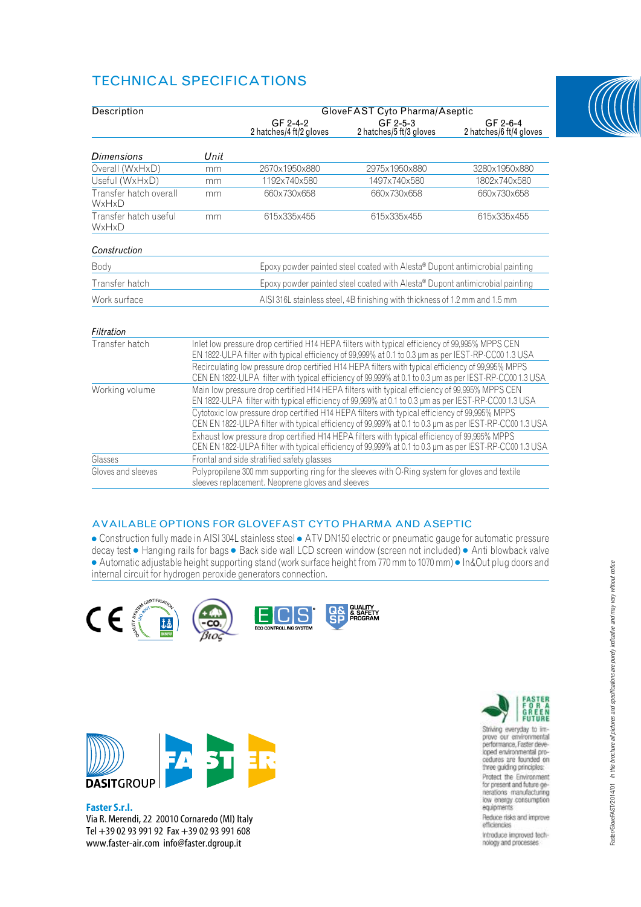# TECHNICAL SPECIFICATIONS

| Description | | GloveFAST Cyto Pharma/Aseptic | | |
|---|---|---|---|---|
| | | GF 2-4-2<br>2 hatches/4 ft/2 gloves | GF 2-5-3<br>2 hatches/5 ft/3 gloves | GF 2-6-4<br>2 hatches/6 ft/4 gloves |
| *Dimensions* | *Unit* | | | |
| Overall (WxHxD) | mm | 2670x1950x880 | 2975x1950x880 | 3280x1950x880 |
| Useful (WxHxD) | mm | 1192x740x580 | 1497x740x580 | 1802x740x580 |
| Transfer hatch overall WxHxD | mm | 660x730x658 | 660x730x658 | 660x730x658 |
| Transfer hatch useful WxHxD | mm | 615x335x455 | 615x335x455 | 615x335x455 |
| *Construction* | | | | |
| Body | | Epoxy powder painted steel coated with Alesta® Dupont antimicrobial painting | | |
| Transfer hatch | | Epoxy powder painted steel coated with Alesta® Dupont antimicrobial painting | | |
| Work surface | | AISI 316L stainless steel, 4B finishing with thickness of 1.2 mm and 1.5 mm | | |

| *Filtration* | |
|---|---|
| Transfer hatch | Inlet low pressure drop certified H14 HEPA filters with typical efficiency of 99,995% MPPS CEN EN 1822-ULPA filter with typical efficiency of 99,999% at 0.1 to 0.3 µm as per IEST-RP-CC00 1.3 USA |
| | Recirculating low pressure drop certified H14 HEPA filters with typical efficiency of 99,995% MPPS CEN EN 1822-ULPA filter with typical efficiency of 99,999% at 0.1 to 0.3 µm as per IEST-RP-CC00 1.3 USA |
| Working volume | Main low pressure drop certified H14 HEPA filters with typical efficiency of 99,995% MPPS CEN EN 1822-ULPA filter with typical efficiency of 99,999% at 0.1 to 0.3 µm as per IEST-RP-CC00 1.3 USA |
| | Cytotoxic low pressure drop certified H14 HEPA filters with typical efficiency of 99,995% MPPS CEN EN 1822-ULPA filter with typical efficiency of 99,999% at 0.1 to 0.3 µm as per IEST-RP-CC00 1.3 USA |
| | Exhaust low pressure drop certified H14 HEPA filters with typical efficiency of 99,995% MPPS CEN EN 1822-ULPA filter with typical efficiency of 99,999% at 0.1 to 0.3 µm as per IEST-RP-CC00 1.3 USA |
| Glasses | Frontal and side stratified safety glasses |
| Gloves and sleeves | Polypropilene 300 mm supporting ring for the sleeves with O-Ring system for gloves and textile sleeves replacement. Neoprene gloves and sleeves |

## AVAILABLE OPTIONS FOR GLOVEFAST CYTO PHARMA AND ASEPTIC

● Construction fully made in AISI 304L stainless steel ● ATV DN150 electric or pneumatic gauge for automatic pressure decay test ● Hanging rails for bags ● Back side wall LCD screen window (screen not included) ● Anti blowback valve ● Automatic adjustable height supporting stand (work surface height from 770 mm to 1070 mm) ● In&Out plug doors and internal circuit for hydrogen peroxide generators connection.

FASTER FOR A GREEN FUTURE

Striving everyday to improve our environmental performance, Faster developed environmental procedures are founded on three guiding principles:

Protect the Environment for present and future generations manufacturing low energy consumption equipments

Reduce risks and improve efficiencies

Introduce improved technology and processes

**Faster S.r.l.**
Via R. Merendi, 22 20010 Cornaredo (MI) Italy
Tel +39 02 93 991 92 Fax +39 02 93 991 608
www.faster-air.com info@faster.dgroup.it

Faster/GloveFAST/2014/01 In this brochure all pictures and specifications are purely indicative and may vary without notice